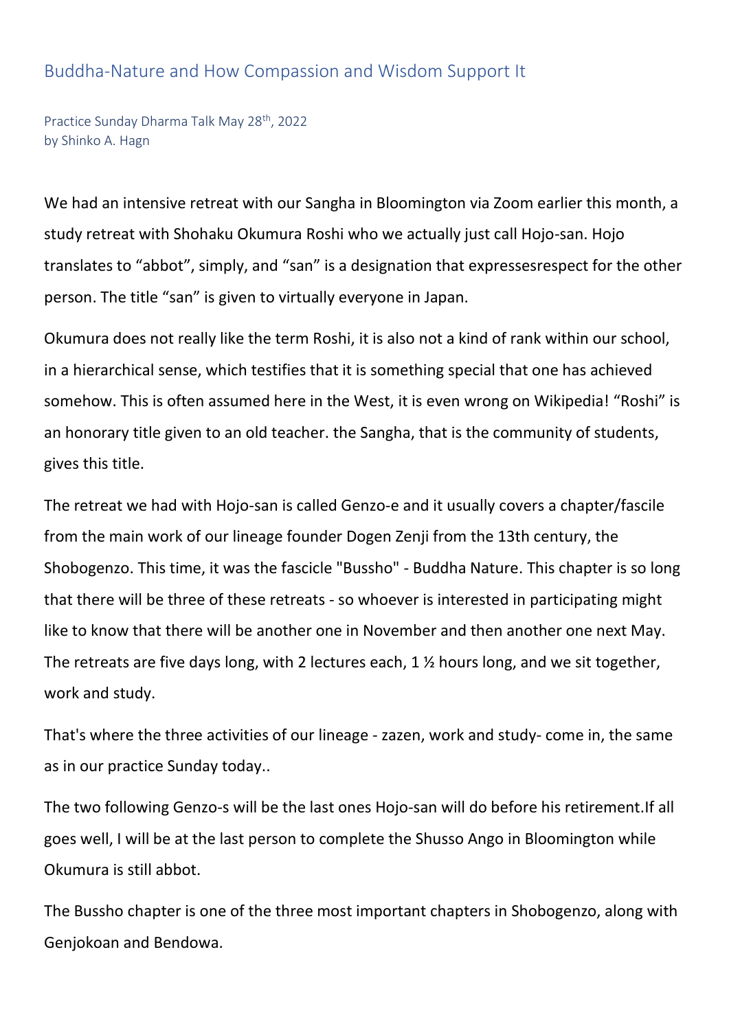## Buddha-Nature and How Compassion and Wisdom Support It

Practice Sunday Dharma Talk May 28th, 2022
by Shinko A. Hagn

We had an intensive retreat with our Sangha in Bloomington via Zoom earlier this month, a study retreat with Shohaku Okumura Roshi who we actually just call Hojo-san. Hojo translates to "abbot", simply, and "san" is a designation that expressesrespect for the other person. The title "san" is given to virtually everyone in Japan.

Okumura does not really like the term Roshi, it is also not a kind of rank within our school, in a hierarchical sense, which testifies that it is something special that one has achieved somehow. This is often assumed here in the West, it is even wrong on Wikipedia! "Roshi" is an honorary title given to an old teacher. the Sangha, that is the community of students, gives this title.

The retreat we had with Hojo-san is called Genzo-e and it usually covers a chapter/fascile from the main work of our lineage founder Dogen Zenji from the 13th century, the Shobogenzo. This time, it was the fascicle "Bussho" - Buddha Nature. This chapter is so long that there will be three of these retreats - so whoever is interested in participating might like to know that there will be another one in November and then another one next May. The retreats are five days long, with 2 lectures each, 1 ½ hours long, and we sit together, work and study.

That's where the three activities of our lineage - zazen, work and study- come in, the same as in our practice Sunday today..

The two following Genzo-s will be the last ones Hojo-san will do before his retirement.If all goes well, I will be at the last person to complete the Shusso Ango in Bloomington while Okumura is still abbot.

The Bussho chapter is one of the three most important chapters in Shobogenzo, along with Genjokoan and Bendowa.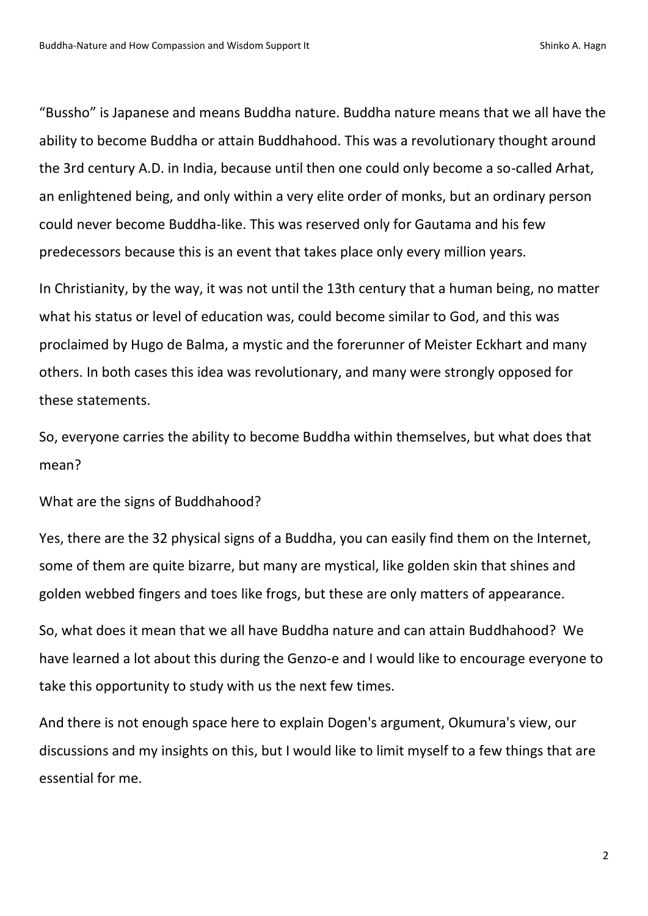"Bussho" is Japanese and means Buddha nature. Buddha nature means that we all have the ability to become Buddha or attain Buddhahood. This was a revolutionary thought around the 3rd century A.D. in India, because until then one could only become a so-called Arhat, an enlightened being, and only within a very elite order of monks, but an ordinary person could never become Buddha-like. This was reserved only for Gautama and his few predecessors because this is an event that takes place only every million years.

In Christianity, by the way, it was not until the 13th century that a human being, no matter what his status or level of education was, could become similar to God, and this was proclaimed by Hugo de Balma, a mystic and the forerunner of Meister Eckhart and many others. In both cases this idea was revolutionary, and many were strongly opposed for these statements.

So, everyone carries the ability to become Buddha within themselves, but what does that mean?

What are the signs of Buddhahood?

Yes, there are the 32 physical signs of a Buddha, you can easily find them on the Internet, some of them are quite bizarre, but many are mystical, like golden skin that shines and golden webbed fingers and toes like frogs, but these are only matters of appearance.

So, what does it mean that we all have Buddha nature and can attain Buddhahood? We have learned a lot about this during the Genzo-e and I would like to encourage everyone to take this opportunity to study with us the next few times.

And there is not enough space here to explain Dogen's argument, Okumura's view, our discussions and my insights on this, but I would like to limit myself to a few things that are essential for me.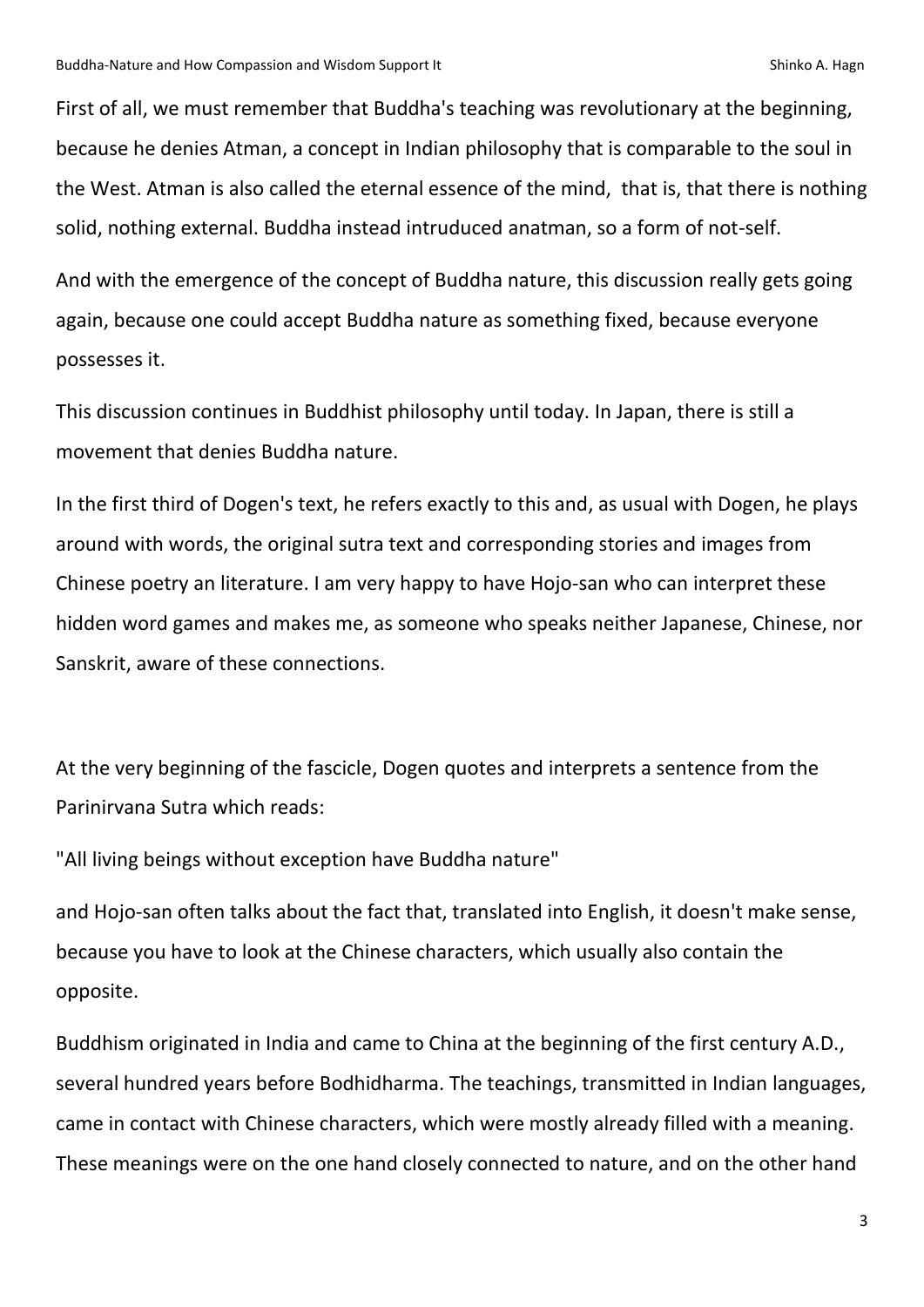First of all, we must remember that Buddha's teaching was revolutionary at the beginning, because he denies Atman, a concept in Indian philosophy that is comparable to the soul in the West. Atman is also called the eternal essence of the mind,  that is, that there is nothing solid, nothing external. Buddha instead intruduced anatman, so a form of not-self.

And with the emergence of the concept of Buddha nature, this discussion really gets going again, because one could accept Buddha nature as something fixed, because everyone possesses it.

This discussion continues in Buddhist philosophy until today. In Japan, there is still a movement that denies Buddha nature.

In the first third of Dogen's text, he refers exactly to this and, as usual with Dogen, he plays around with words, the original sutra text and corresponding stories and images from Chinese poetry an literature. I am very happy to have Hojo-san who can interpret these hidden word games and makes me, as someone who speaks neither Japanese, Chinese, nor Sanskrit, aware of these connections.

At the very beginning of the fascicle, Dogen quotes and interprets a sentence from the Parinirvana Sutra which reads:

"All living beings without exception have Buddha nature"

and Hojo-san often talks about the fact that, translated into English, it doesn't make sense, because you have to look at the Chinese characters, which usually also contain the opposite.

Buddhism originated in India and came to China at the beginning of the first century A.D., several hundred years before Bodhidharma. The teachings, transmitted in Indian languages, came in contact with Chinese characters, which were mostly already filled with a meaning. These meanings were on the one hand closely connected to nature, and on the other hand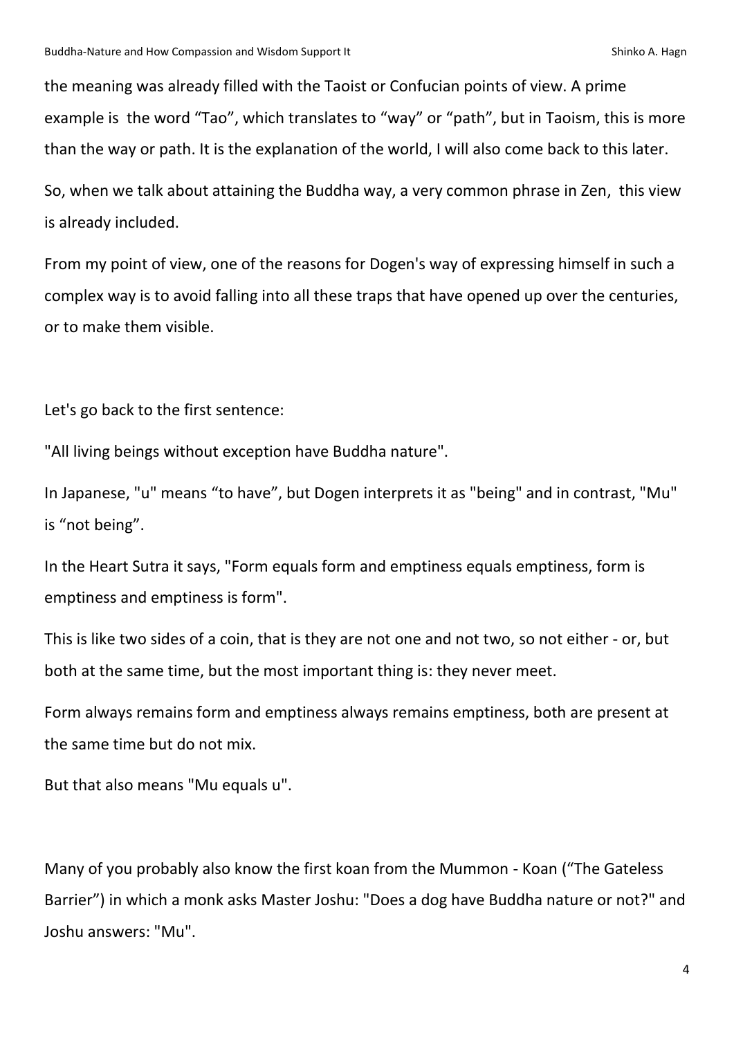the meaning was already filled with the Taoist or Confucian points of view. A prime example is the word “Tao”, which translates to “way” or “path”, but in Taoism, this is more than the way or path. It is the explanation of the world, I will also come back to this later.

So, when we talk about attaining the Buddha way, a very common phrase in Zen, this view is already included.

From my point of view, one of the reasons for Dogen's way of expressing himself in such a complex way is to avoid falling into all these traps that have opened up over the centuries, or to make them visible.

Let's go back to the first sentence:

"All living beings without exception have Buddha nature".

In Japanese, "u" means “to have”, but Dogen interprets it as "being" and in contrast, "Mu" is “not being”.

In the Heart Sutra it says, "Form equals form and emptiness equals emptiness, form is emptiness and emptiness is form".

This is like two sides of a coin, that is they are not one and not two, so not either - or, but both at the same time, but the most important thing is: they never meet.

Form always remains form and emptiness always remains emptiness, both are present at the same time but do not mix.

But that also means "Mu equals u".

Many of you probably also know the first koan from the Mummon - Koan (“The Gateless Barrier”) in which a monk asks Master Joshu: "Does a dog have Buddha nature or not?" and Joshu answers: "Mu".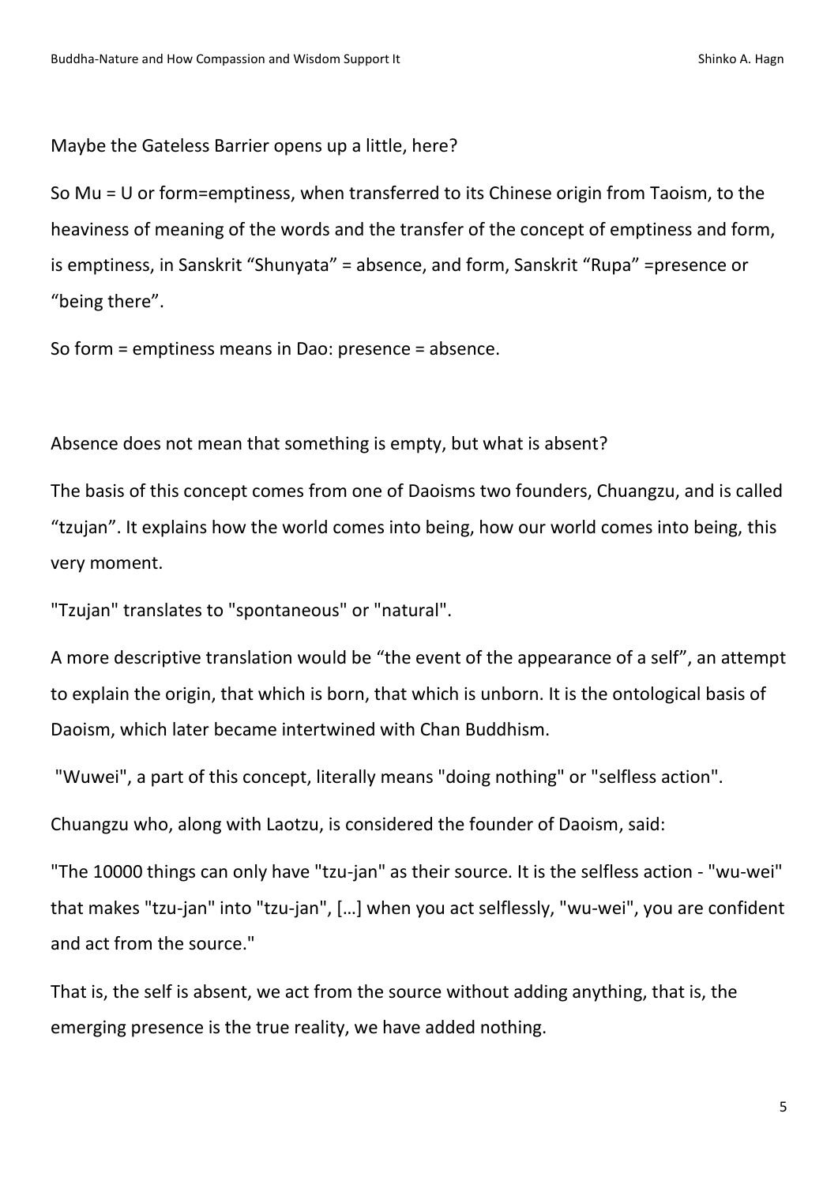Maybe the Gateless Barrier opens up a little, here?

So Mu = U or form=emptiness, when transferred to its Chinese origin from Taoism, to the heaviness of meaning of the words and the transfer of the concept of emptiness and form, is emptiness, in Sanskrit "Shunyata" = absence, and form, Sanskrit "Rupa" =presence or "being there".

So form = emptiness means in Dao: presence = absence.

Absence does not mean that something is empty, but what is absent?

The basis of this concept comes from one of Daoisms two founders, Chuangzu, and is called "tzujan". It explains how the world comes into being, how our world comes into being, this very moment.

"Tzujan" translates to "spontaneous" or "natural".

A more descriptive translation would be "the event of the appearance of a self", an attempt to explain the origin, that which is born, that which is unborn. It is the ontological basis of Daoism, which later became intertwined with Chan Buddhism.

"Wuwei", a part of this concept, literally means "doing nothing" or "selfless action".

Chuangzu who, along with Laotzu, is considered the founder of Daoism, said:

"The 10000 things can only have "tzu-jan" as their source. It is the selfless action - "wu-wei" that makes "tzu-jan" into "tzu-jan", […] when you act selflessly, "wu-wei", you are confident and act from the source."

That is, the self is absent, we act from the source without adding anything, that is, the emerging presence is the true reality, we have added nothing.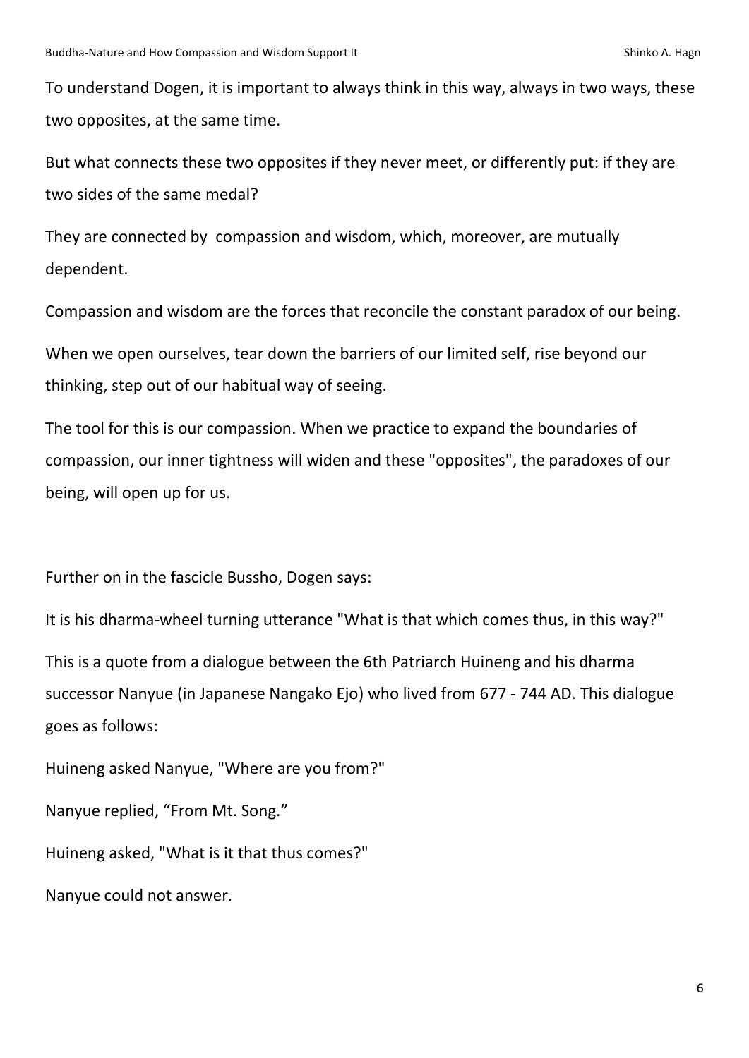To understand Dogen, it is important to always think in this way, always in two ways, these two opposites, at the same time.

But what connects these two opposites if they never meet, or differently put: if they are two sides of the same medal?

They are connected by compassion and wisdom, which, moreover, are mutually dependent.

Compassion and wisdom are the forces that reconcile the constant paradox of our being.

When we open ourselves, tear down the barriers of our limited self, rise beyond our thinking, step out of our habitual way of seeing.

The tool for this is our compassion. When we practice to expand the boundaries of compassion, our inner tightness will widen and these "opposites", the paradoxes of our being, will open up for us.

Further on in the fascicle Bussho, Dogen says:

It is his dharma-wheel turning utterance "What is that which comes thus, in this way?"

This is a quote from a dialogue between the 6th Patriarch Huineng and his dharma successor Nanyue (in Japanese Nangako Ejo) who lived from 677 - 744 AD. This dialogue goes as follows:

Huineng asked Nanyue, "Where are you from?"

Nanyue replied, "From Mt. Song."

Huineng asked, "What is it that thus comes?"

Nanyue could not answer.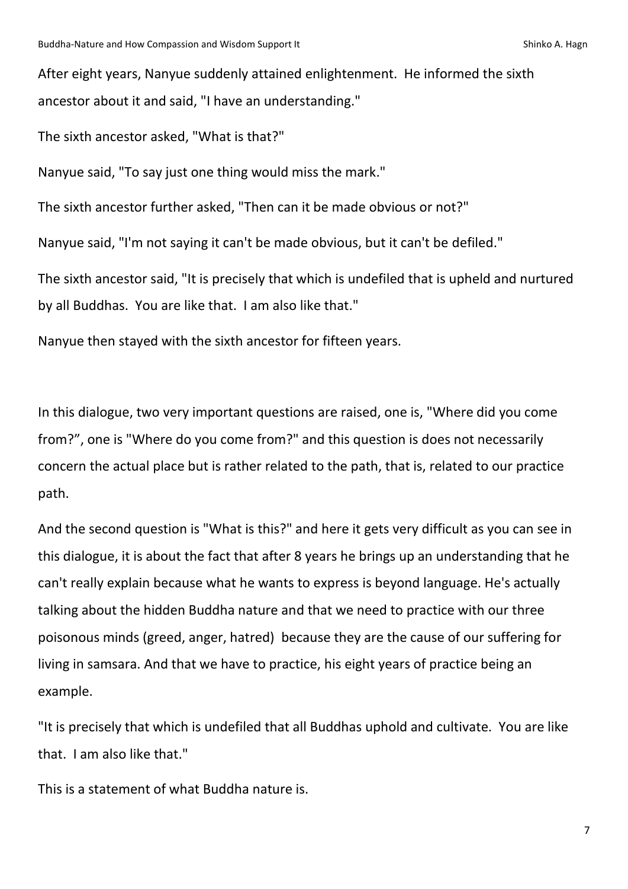After eight years, Nanyue suddenly attained enlightenment. He informed the sixth ancestor about it and said, "I have an understanding."

The sixth ancestor asked, "What is that?"

Nanyue said, "To say just one thing would miss the mark."

The sixth ancestor further asked, "Then can it be made obvious or not?"

Nanyue said, "I'm not saying it can't be made obvious, but it can't be defiled."

The sixth ancestor said, "It is precisely that which is undefiled that is upheld and nurtured by all Buddhas. You are like that. I am also like that."

Nanyue then stayed with the sixth ancestor for fifteen years.

In this dialogue, two very important questions are raised, one is, "Where did you come from?", one is "Where do you come from?" and this question is does not necessarily concern the actual place but is rather related to the path, that is, related to our practice path.

And the second question is "What is this?" and here it gets very difficult as you can see in this dialogue, it is about the fact that after 8 years he brings up an understanding that he can't really explain because what he wants to express is beyond language. He's actually talking about the hidden Buddha nature and that we need to practice with our three poisonous minds (greed, anger, hatred) because they are the cause of our suffering for living in samsara. And that we have to practice, his eight years of practice being an example.

"It is precisely that which is undefiled that all Buddhas uphold and cultivate. You are like that. I am also like that."

This is a statement of what Buddha nature is.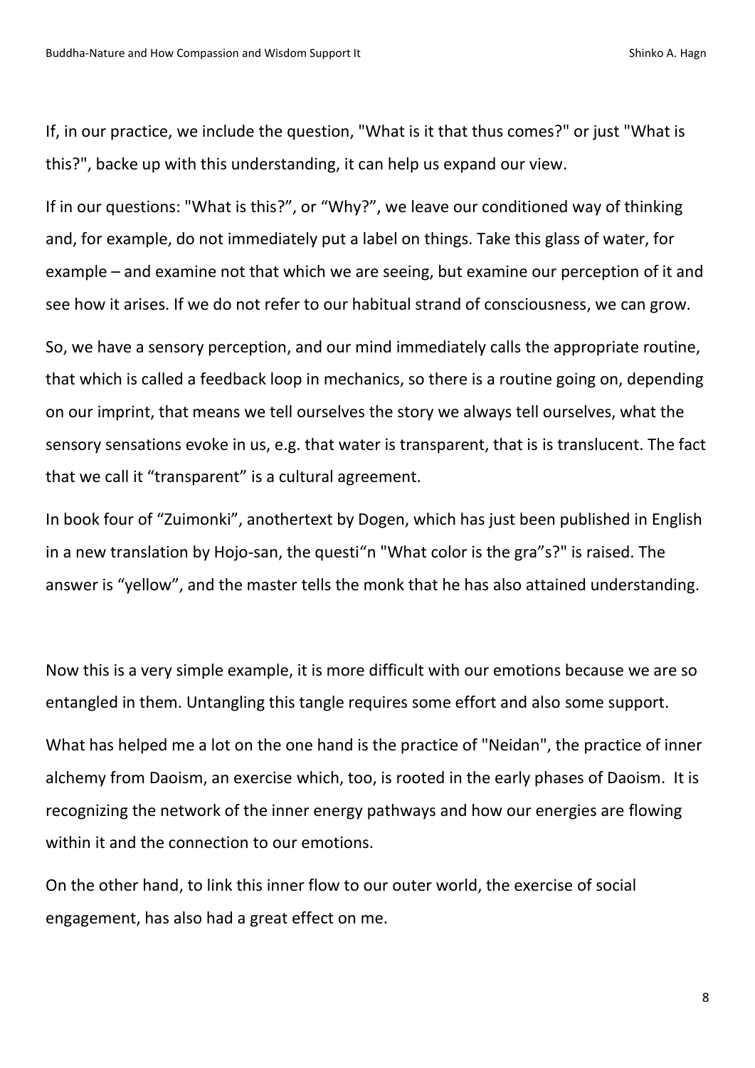If, in our practice, we include the question, "What is it that thus comes?" or just "What is this?", backe up with this understanding, it can help us expand our view.

If in our questions: "What is this?", or "Why?", we leave our conditioned way of thinking and, for example, do not immediately put a label on things. Take this glass of water, for example – and examine not that which we are seeing, but examine our perception of it and see how it arises. If we do not refer to our habitual strand of consciousness, we can grow.

So, we have a sensory perception, and our mind immediately calls the appropriate routine, that which is called a feedback loop in mechanics, so there is a routine going on, depending on our imprint, that means we tell ourselves the story we always tell ourselves, what the sensory sensations evoke in us, e.g. that water is transparent, that is is translucent. The fact that we call it "transparent" is a cultural agreement.

In book four of "Zuimonki", anothertext by Dogen, which has just been published in English in a new translation by Hojo-san, the questi"n "What color is the gra"s?" is raised. The answer is "yellow", and the master tells the monk that he has also attained understanding.

Now this is a very simple example, it is more difficult with our emotions because we are so entangled in them. Untangling this tangle requires some effort and also some support.

What has helped me a lot on the one hand is the practice of "Neidan", the practice of inner alchemy from Daoism, an exercise which, too, is rooted in the early phases of Daoism. It is recognizing the network of the inner energy pathways and how our energies are flowing within it and the connection to our emotions.

On the other hand, to link this inner flow to our outer world, the exercise of social engagement, has also had a great effect on me.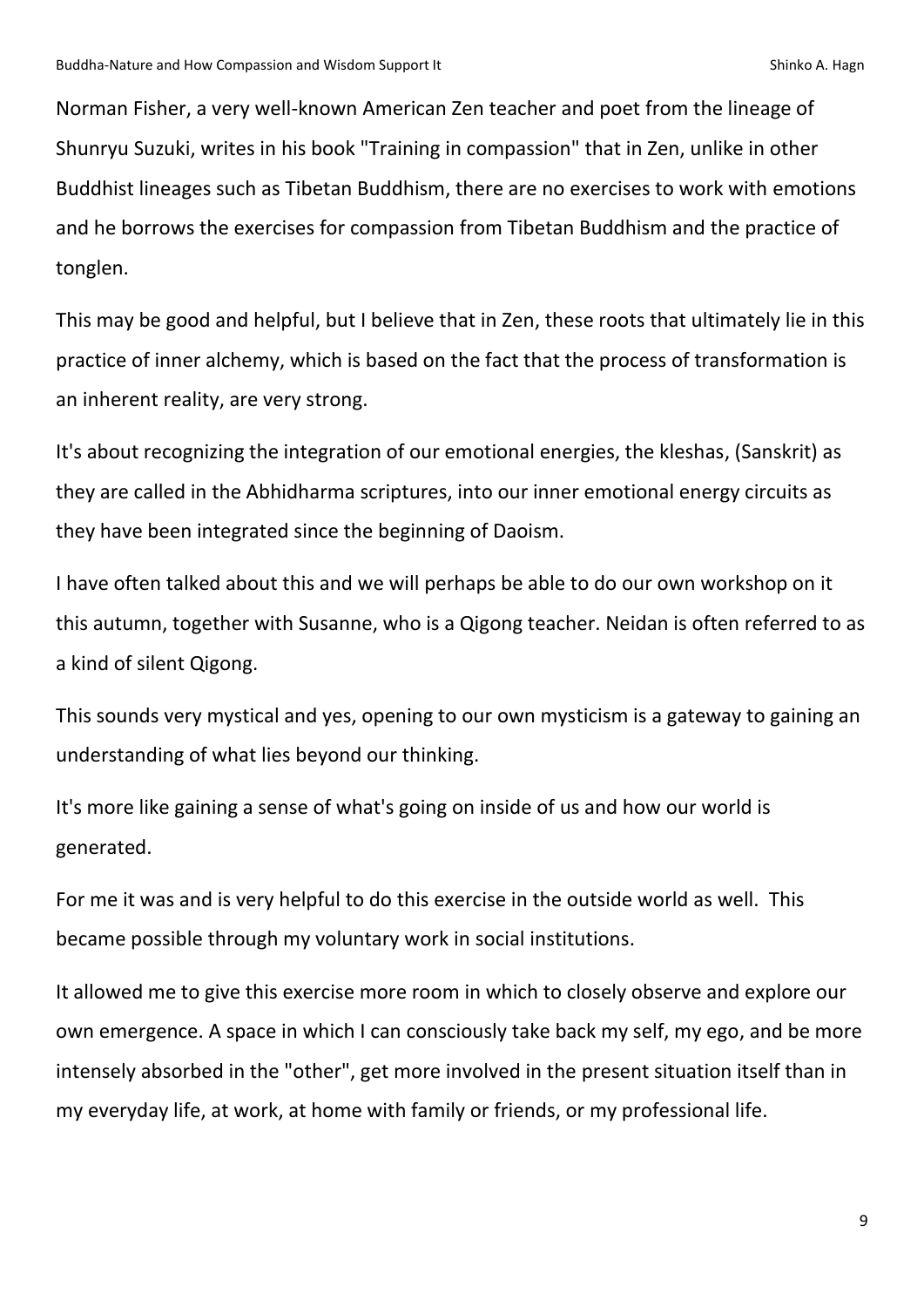Norman Fisher, a very well-known American Zen teacher and poet from the lineage of Shunryu Suzuki, writes in his book "Training in compassion" that in Zen, unlike in other Buddhist lineages such as Tibetan Buddhism, there are no exercises to work with emotions and he borrows the exercises for compassion from Tibetan Buddhism and the practice of tonglen.

This may be good and helpful, but I believe that in Zen, these roots that ultimately lie in this practice of inner alchemy, which is based on the fact that the process of transformation is an inherent reality, are very strong.

It's about recognizing the integration of our emotional energies, the kleshas, (Sanskrit) as they are called in the Abhidharma scriptures, into our inner emotional energy circuits as they have been integrated since the beginning of Daoism.

I have often talked about this and we will perhaps be able to do our own workshop on it this autumn, together with Susanne, who is a Qigong teacher. Neidan is often referred to as a kind of silent Qigong.

This sounds very mystical and yes, opening to our own mysticism is a gateway to gaining an understanding of what lies beyond our thinking.

It's more like gaining a sense of what's going on inside of us and how our world is generated.

For me it was and is very helpful to do this exercise in the outside world as well. This became possible through my voluntary work in social institutions.

It allowed me to give this exercise more room in which to closely observe and explore our own emergence. A space in which I can consciously take back my self, my ego, and be more intensely absorbed in the "other", get more involved in the present situation itself than in my everyday life, at work, at home with family or friends, or my professional life.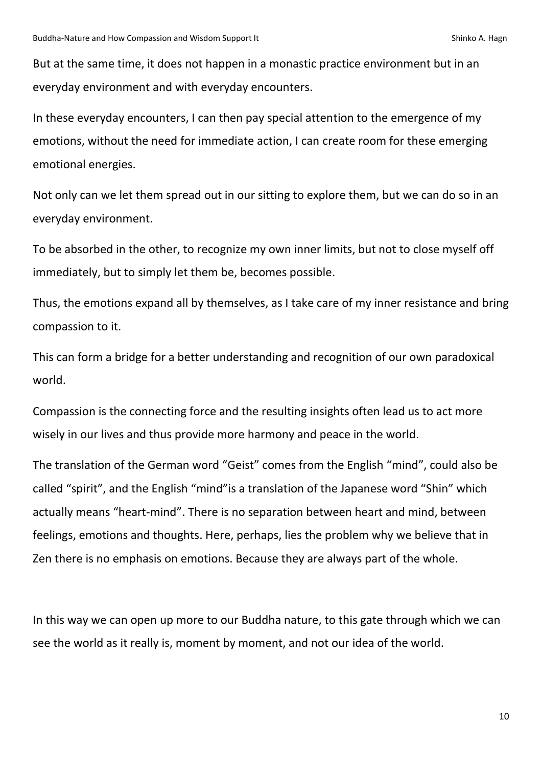But at the same time, it does not happen in a monastic practice environment but in an everyday environment and with everyday encounters.

In these everyday encounters, I can then pay special attention to the emergence of my emotions, without the need for immediate action, I can create room for these emerging emotional energies.

Not only can we let them spread out in our sitting to explore them, but we can do so in an everyday environment.

To be absorbed in the other, to recognize my own inner limits, but not to close myself off immediately, but to simply let them be, becomes possible.

Thus, the emotions expand all by themselves, as I take care of my inner resistance and bring compassion to it.

This can form a bridge for a better understanding and recognition of our own paradoxical world.

Compassion is the connecting force and the resulting insights often lead us to act more wisely in our lives and thus provide more harmony and peace in the world.

The translation of the German word "Geist" comes from the English "mind", could also be called "spirit", and the English "mind"is a translation of the Japanese word "Shin" which actually means "heart-mind". There is no separation between heart and mind, between feelings, emotions and thoughts. Here, perhaps, lies the problem why we believe that in Zen there is no emphasis on emotions. Because they are always part of the whole.

In this way we can open up more to our Buddha nature, to this gate through which we can see the world as it really is, moment by moment, and not our idea of the world.